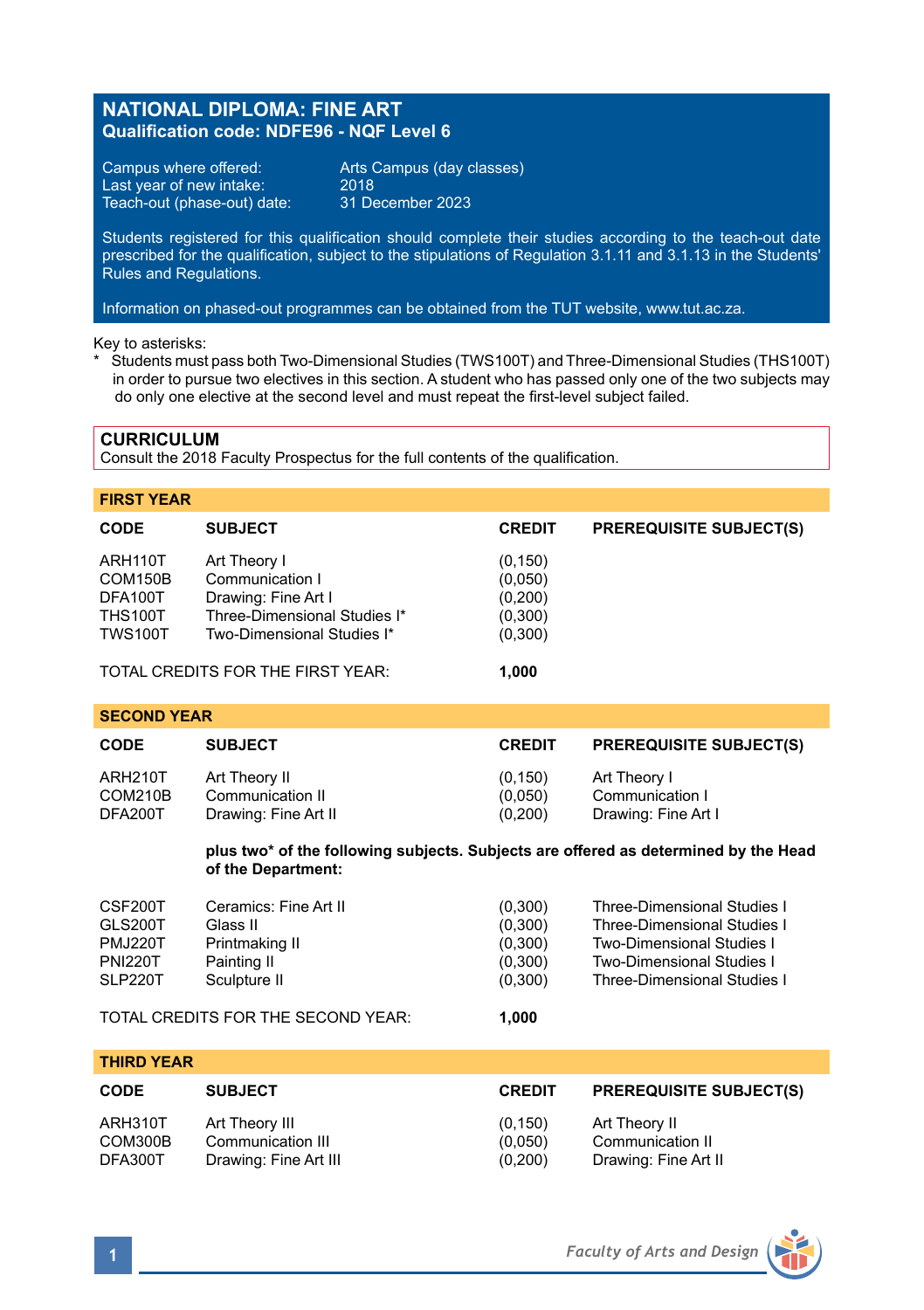# NATIONAL DIPLOMA: FINE ART
**Qualification code: NDFE96 - NQF Level 6**

Campus where offered: Arts Campus (day classes)
Last year of new intake: 2018
Teach-out (phase-out) date: 31 December 2023

Students registered for this qualification should complete their studies according to the teach-out date prescribed for the qualification, subject to the stipulations of Regulation 3.1.11 and 3.1.13 in the Students' Rules and Regulations.

Information on phased-out programmes can be obtained from the TUT website, www.tut.ac.za.

Key to asterisks:
* Students must pass both Two-Dimensional Studies (TWS100T) and Three-Dimensional Studies (THS100T) in order to pursue two electives in this section. A student who has passed only one of the two subjects may do only one elective at the second level and must repeat the first-level subject failed.

## CURRICULUM
Consult the 2018 Faculty Prospectus for the full contents of the qualification.

### FIRST YEAR

| CODE | SUBJECT | CREDIT | PREREQUISITE SUBJECT(S) |
|---|---|---|---|
| ARH110T | Art Theory I | (0,150) | |
| COM150B | Communication I | (0,050) | |
| DFA100T | Drawing: Fine Art I | (0,200) | |
| THS100T | Three-Dimensional Studies I* | (0,300) | |
| TWS100T | Two-Dimensional Studies I* | (0,300) | |
| TOTAL CREDITS FOR THE FIRST YEAR: | | **1,000** | |

### SECOND YEAR

| CODE | SUBJECT | CREDIT | PREREQUISITE SUBJECT(S) |
|---|---|---|---|
| ARH210T | Art Theory II | (0,150) | Art Theory I |
| COM210B | Communication II | (0,050) | Communication I |
| DFA200T | Drawing: Fine Art II | (0,200) | Drawing: Fine Art I |
| | **plus two* of the following subjects. Subjects are offered as determined by the Head of the Department:** | | |
| CSF200T | Ceramics: Fine Art II | (0,300) | Three-Dimensional Studies I |
| GLS200T | Glass II | (0,300) | Three-Dimensional Studies I |
| PMJ220T | Printmaking II | (0,300) | Two-Dimensional Studies I |
| PNI220T | Painting II | (0,300) | Two-Dimensional Studies I |
| SLP220T | Sculpture II | (0,300) | Three-Dimensional Studies I |
| TOTAL CREDITS FOR THE SECOND YEAR: | | **1,000** | |

### THIRD YEAR

| CODE | SUBJECT | CREDIT | PREREQUISITE SUBJECT(S) |
|---|---|---|---|
| ARH310T | Art Theory III | (0,150) | Art Theory II |
| COM300B | Communication III | (0,050) | Communication II |
| DFA300T | Drawing: Fine Art III | (0,200) | Drawing: Fine Art II |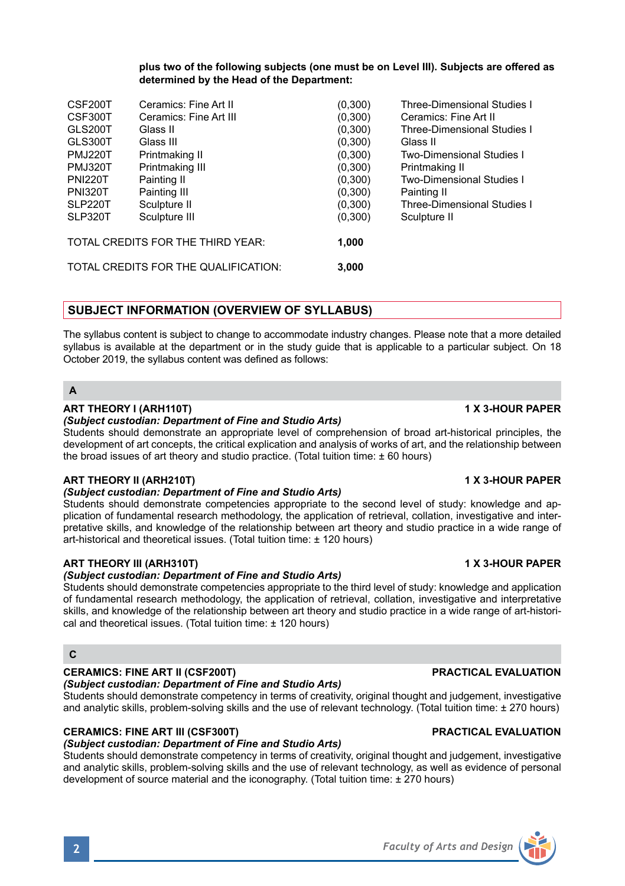**plus two of the following subjects (one must be on Level III). Subjects are offered as determined by the Head of the Department:**

| | | | |
|---|---|---|---|
| CSF200T | Ceramics: Fine Art II | (0,300) | Three-Dimensional Studies I |
| CSF300T | Ceramics: Fine Art III | (0,300) | Ceramics: Fine Art II |
| GLS200T | Glass II | (0,300) | Three-Dimensional Studies I |
| GLS300T | Glass III | (0,300) | Glass II |
| PMJ220T | Printmaking II | (0,300) | Two-Dimensional Studies I |
| PMJ320T | Printmaking III | (0,300) | Printmaking II |
| PNI220T | Painting II | (0,300) | Two-Dimensional Studies I |
| PNI320T | Painting III | (0,300) | Painting II |
| SLP220T | Sculpture II | (0,300) | Three-Dimensional Studies I |
| SLP320T | Sculpture III | (0,300) | Sculpture II |

TOTAL CREDITS FOR THE THIRD YEAR: **1,000**

TOTAL CREDITS FOR THE QUALIFICATION: **3,000**

## SUBJECT INFORMATION (OVERVIEW OF SYLLABUS)

The syllabus content is subject to change to accommodate industry changes. Please note that a more detailed syllabus is available at the department or in the study guide that is applicable to a particular subject. On 18 October 2019, the syllabus content was defined as follows:

### A

**ART THEORY I (ARH110T)** **1 X 3-HOUR PAPER**
***(Subject custodian: Department of Fine and Studio Arts)***
Students should demonstrate an appropriate level of comprehension of broad art-historical principles, the development of art concepts, the critical explication and analysis of works of art, and the relationship between the broad issues of art theory and studio practice. (Total tuition time: ± 60 hours)

**ART THEORY II (ARH210T)** **1 X 3-HOUR PAPER**
***(Subject custodian: Department of Fine and Studio Arts)***
Students should demonstrate competencies appropriate to the second level of study: knowledge and application of fundamental research methodology, the application of retrieval, collation, investigative and interpretative skills, and knowledge of the relationship between art theory and studio practice in a wide range of art-historical and theoretical issues. (Total tuition time: ± 120 hours)

**ART THEORY III (ARH310T)** **1 X 3-HOUR PAPER**
***(Subject custodian: Department of Fine and Studio Arts)***
Students should demonstrate competencies appropriate to the third level of study: knowledge and application of fundamental research methodology, the application of retrieval, collation, investigative and interpretative skills, and knowledge of the relationship between art theory and studio practice in a wide range of art-historical and theoretical issues. (Total tuition time: ± 120 hours)

### C

**CERAMICS: FINE ART II (CSF200T)** **PRACTICAL EVALUATION**
***(Subject custodian: Department of Fine and Studio Arts)***
Students should demonstrate competency in terms of creativity, original thought and judgement, investigative and analytic skills, problem-solving skills and the use of relevant technology. (Total tuition time: ± 270 hours)

**CERAMICS: FINE ART III (CSF300T)** **PRACTICAL EVALUATION**
***(Subject custodian: Department of Fine and Studio Arts)***
Students should demonstrate competency in terms of creativity, original thought and judgement, investigative and analytic skills, problem-solving skills and the use of relevant technology, as well as evidence of personal development of source material and the iconography. (Total tuition time: ± 270 hours)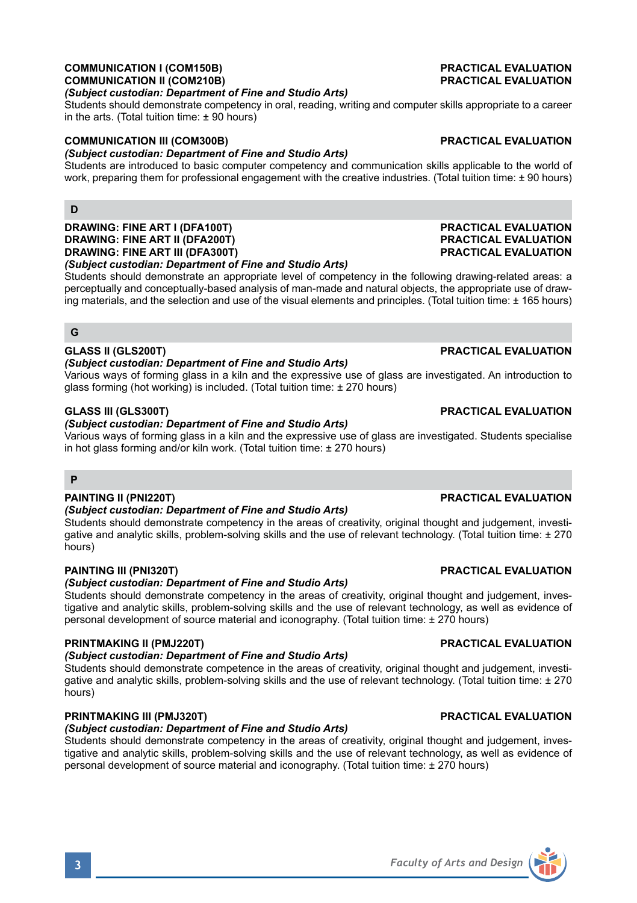**COMMUNICATION I (COM150B)** **PRACTICAL EVALUATION**
**COMMUNICATION II (COM210B)** **PRACTICAL EVALUATION**
***(Subject custodian: Department of Fine and Studio Arts)***
Students should demonstrate competency in oral, reading, writing and computer skills appropriate to a career in the arts. (Total tuition time: ± 90 hours)

**COMMUNICATION III (COM300B)** **PRACTICAL EVALUATION**
***(Subject custodian: Department of Fine and Studio Arts)***
Students are introduced to basic computer competency and communication skills applicable to the world of work, preparing them for professional engagement with the creative industries. (Total tuition time: ± 90 hours)

## D

**DRAWING: FINE ART I (DFA100T)** **PRACTICAL EVALUATION**
**DRAWING: FINE ART II (DFA200T)** **PRACTICAL EVALUATION**
**DRAWING: FINE ART III (DFA300T)** **PRACTICAL EVALUATION**
***(Subject custodian: Department of Fine and Studio Arts)***
Students should demonstrate an appropriate level of competency in the following drawing-related areas: a perceptually and conceptually-based analysis of man-made and natural objects, the appropriate use of drawing materials, and the selection and use of the visual elements and principles. (Total tuition time: ± 165 hours)

## G

**GLASS II (GLS200T)** **PRACTICAL EVALUATION**
***(Subject custodian: Department of Fine and Studio Arts)***
Various ways of forming glass in a kiln and the expressive use of glass are investigated. An introduction to glass forming (hot working) is included. (Total tuition time: ± 270 hours)

**GLASS III (GLS300T)** **PRACTICAL EVALUATION**
***(Subject custodian: Department of Fine and Studio Arts)***
Various ways of forming glass in a kiln and the expressive use of glass are investigated. Students specialise in hot glass forming and/or kiln work. (Total tuition time: ± 270 hours)

## P

**PAINTING II (PNI220T)** **PRACTICAL EVALUATION**
***(Subject custodian: Department of Fine and Studio Arts)***
Students should demonstrate competency in the areas of creativity, original thought and judgement, investigative and analytic skills, problem-solving skills and the use of relevant technology. (Total tuition time: ± 270 hours)

**PAINTING III (PNI320T)** **PRACTICAL EVALUATION**
***(Subject custodian: Department of Fine and Studio Arts)***
Students should demonstrate competency in the areas of creativity, original thought and judgement, investigative and analytic skills, problem-solving skills and the use of relevant technology, as well as evidence of personal development of source material and iconography. (Total tuition time: ± 270 hours)

**PRINTMAKING II (PMJ220T)** **PRACTICAL EVALUATION**
***(Subject custodian: Department of Fine and Studio Arts)***
Students should demonstrate competence in the areas of creativity, original thought and judgement, investigative and analytic skills, problem-solving skills and the use of relevant technology. (Total tuition time: ± 270 hours)

**PRINTMAKING III (PMJ320T)** **PRACTICAL EVALUATION**
***(Subject custodian: Department of Fine and Studio Arts)***
Students should demonstrate competency in the areas of creativity, original thought and judgement, investigative and analytic skills, problem-solving skills and the use of relevant technology, as well as evidence of personal development of source material and iconography. (Total tuition time: ± 270 hours)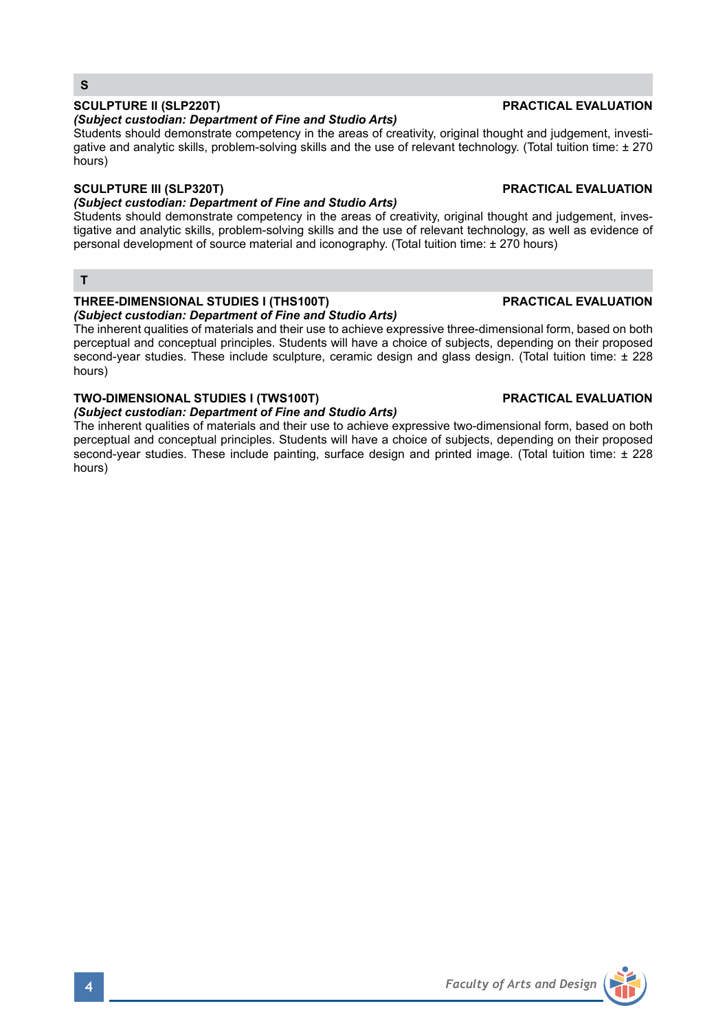## S

**SCULPTURE II (SLP220T)** **PRACTICAL EVALUATION**

***(Subject custodian: Department of Fine and Studio Arts)***

Students should demonstrate competency in the areas of creativity, original thought and judgement, investigative and analytic skills, problem-solving skills and the use of relevant technology. (Total tuition time: ± 270 hours)

**SCULPTURE III (SLP320T)** **PRACTICAL EVALUATION**

***(Subject custodian: Department of Fine and Studio Arts)***

Students should demonstrate competency in the areas of creativity, original thought and judgement, investigative and analytic skills, problem-solving skills and the use of relevant technology, as well as evidence of personal development of source material and iconography. (Total tuition time: ± 270 hours)

## T

**THREE-DIMENSIONAL STUDIES I (THS100T)** **PRACTICAL EVALUATION**

***(Subject custodian: Department of Fine and Studio Arts)***

The inherent qualities of materials and their use to achieve expressive three-dimensional form, based on both perceptual and conceptual principles. Students will have a choice of subjects, depending on their proposed second-year studies. These include sculpture, ceramic design and glass design. (Total tuition time: ± 228 hours)

**TWO-DIMENSIONAL STUDIES I (TWS100T)** **PRACTICAL EVALUATION**

***(Subject custodian: Department of Fine and Studio Arts)***

The inherent qualities of materials and their use to achieve expressive two-dimensional form, based on both perceptual and conceptual principles. Students will have a choice of subjects, depending on their proposed second-year studies. These include painting, surface design and printed image. (Total tuition time: ± 228 hours)